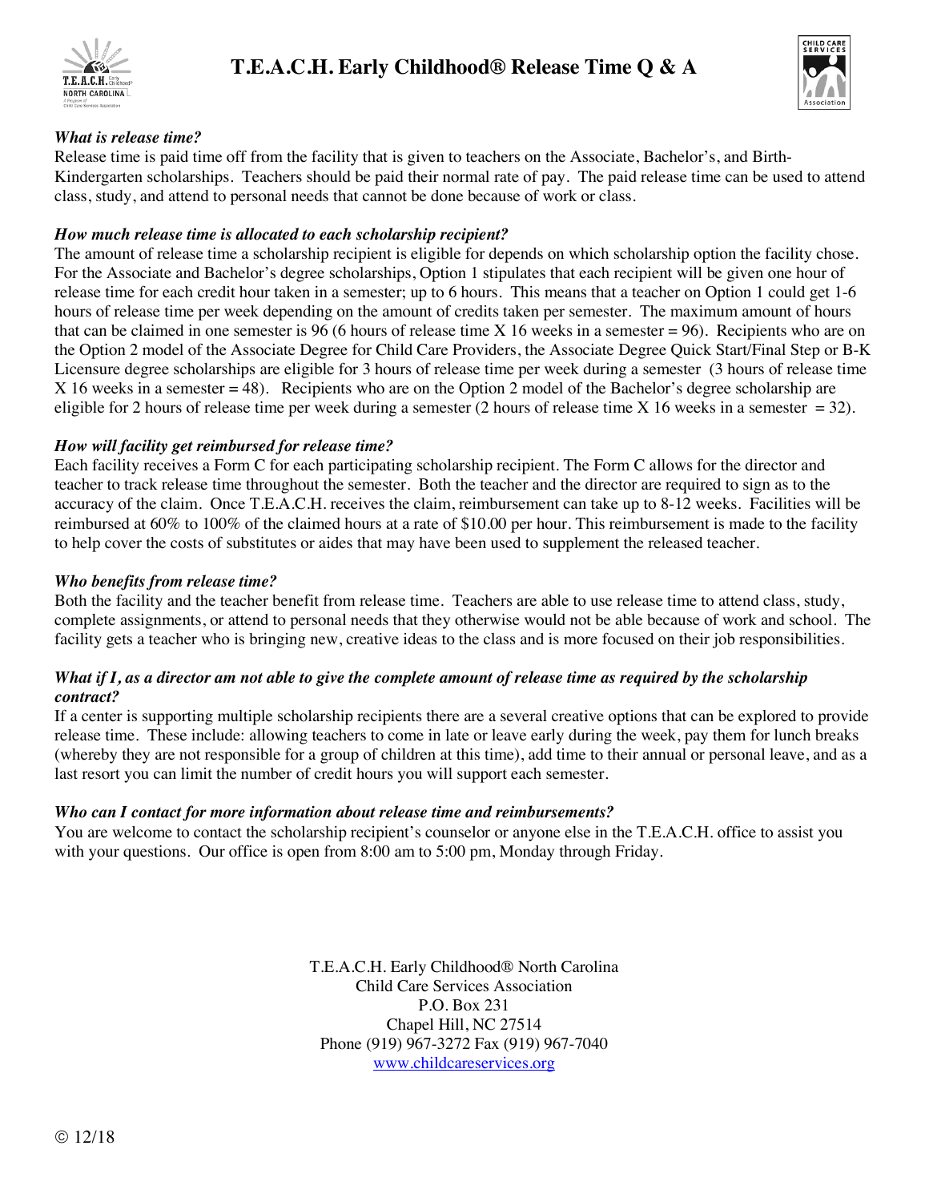# T.E.A.C.H. Early Childhood® Release Time Q & A

***What is release time?***

Release time is paid time off from the facility that is given to teachers on the Associate, Bachelor's, and Birth-Kindergarten scholarships. Teachers should be paid their normal rate of pay. The paid release time can be used to attend class, study, and attend to personal needs that cannot be done because of work or class.

***How much release time is allocated to each scholarship recipient?***

The amount of release time a scholarship recipient is eligible for depends on which scholarship option the facility chose. For the Associate and Bachelor's degree scholarships, Option 1 stipulates that each recipient will be given one hour of release time for each credit hour taken in a semester; up to 6 hours. This means that a teacher on Option 1 could get 1-6 hours of release time per week depending on the amount of credits taken per semester. The maximum amount of hours that can be claimed in one semester is 96 (6 hours of release time X 16 weeks in a semester = 96). Recipients who are on the Option 2 model of the Associate Degree for Child Care Providers, the Associate Degree Quick Start/Final Step or B-K Licensure degree scholarships are eligible for 3 hours of release time per week during a semester (3 hours of release time X 16 weeks in a semester = 48). Recipients who are on the Option 2 model of the Bachelor's degree scholarship are eligible for 2 hours of release time per week during a semester (2 hours of release time X 16 weeks in a semester = 32).

***How will facility get reimbursed for release time?***

Each facility receives a Form C for each participating scholarship recipient. The Form C allows for the director and teacher to track release time throughout the semester. Both the teacher and the director are required to sign as to the accuracy of the claim. Once T.E.A.C.H. receives the claim, reimbursement can take up to 8-12 weeks. Facilities will be reimbursed at 60% to 100% of the claimed hours at a rate of $10.00 per hour. This reimbursement is made to the facility to help cover the costs of substitutes or aides that may have been used to supplement the released teacher.

***Who benefits from release time?***

Both the facility and the teacher benefit from release time. Teachers are able to use release time to attend class, study, complete assignments, or attend to personal needs that they otherwise would not be able because of work and school. The facility gets a teacher who is bringing new, creative ideas to the class and is more focused on their job responsibilities.

***What if I, as a director am not able to give the complete amount of release time as required by the scholarship contract?***

If a center is supporting multiple scholarship recipients there are a several creative options that can be explored to provide release time. These include: allowing teachers to come in late or leave early during the week, pay them for lunch breaks (whereby they are not responsible for a group of children at this time), add time to their annual or personal leave, and as a last resort you can limit the number of credit hours you will support each semester.

***Who can I contact for more information about release time and reimbursements?***

You are welcome to contact the scholarship recipient's counselor or anyone else in the T.E.A.C.H. office to assist you with your questions. Our office is open from 8:00 am to 5:00 pm, Monday through Friday.

T.E.A.C.H. Early Childhood® North Carolina
Child Care Services Association
P.O. Box 231
Chapel Hill, NC 27514
Phone (919) 967-3272 Fax (919) 967-7040
www.childcareservices.org

© 12/18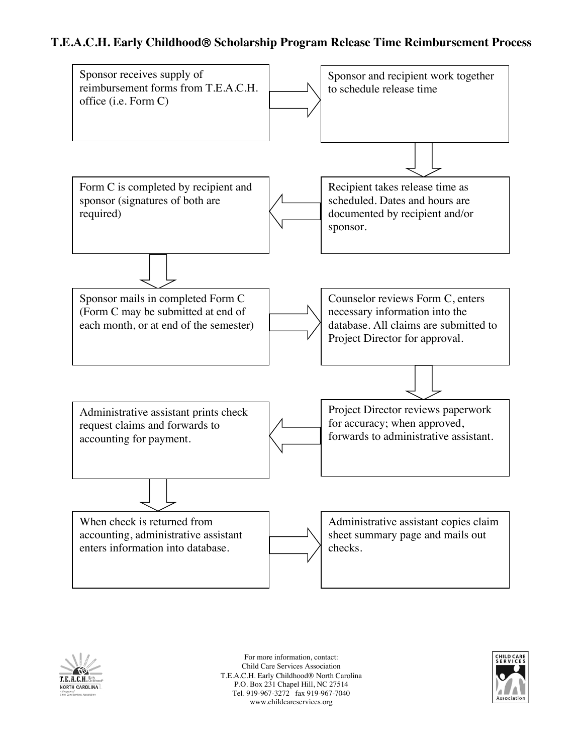# T.E.A.C.H. Early Childhood® Scholarship Program Release Time Reimbursement Process

1. Sponsor receives supply of reimbursement forms from T.E.A.C.H. office (i.e. Form C)
2. Sponsor and recipient work together to schedule release time
3. Recipient takes release time as scheduled. Dates and hours are documented by recipient and/or sponsor.
4. Form C is completed by recipient and sponsor (signatures of both are required)
5. Sponsor mails in completed Form C (Form C may be submitted at end of each month, or at end of the semester)
6. Counselor reviews Form C, enters necessary information into the database. All claims are submitted to Project Director for approval.
7. Project Director reviews paperwork for accuracy; when approved, forwards to administrative assistant.
8. Administrative assistant prints check request claims and forwards to accounting for payment.
9. When check is returned from accounting, administrative assistant enters information into database.
10. Administrative assistant copies claim sheet summary page and mails out checks.

For more information, contact:
Child Care Services Association
T.E.A.C.H. Early Childhood® North Carolina
P.O. Box 231 Chapel Hill, NC 27514
Tel. 919-967-3272 fax 919-967-7040
www.childcareservices.org